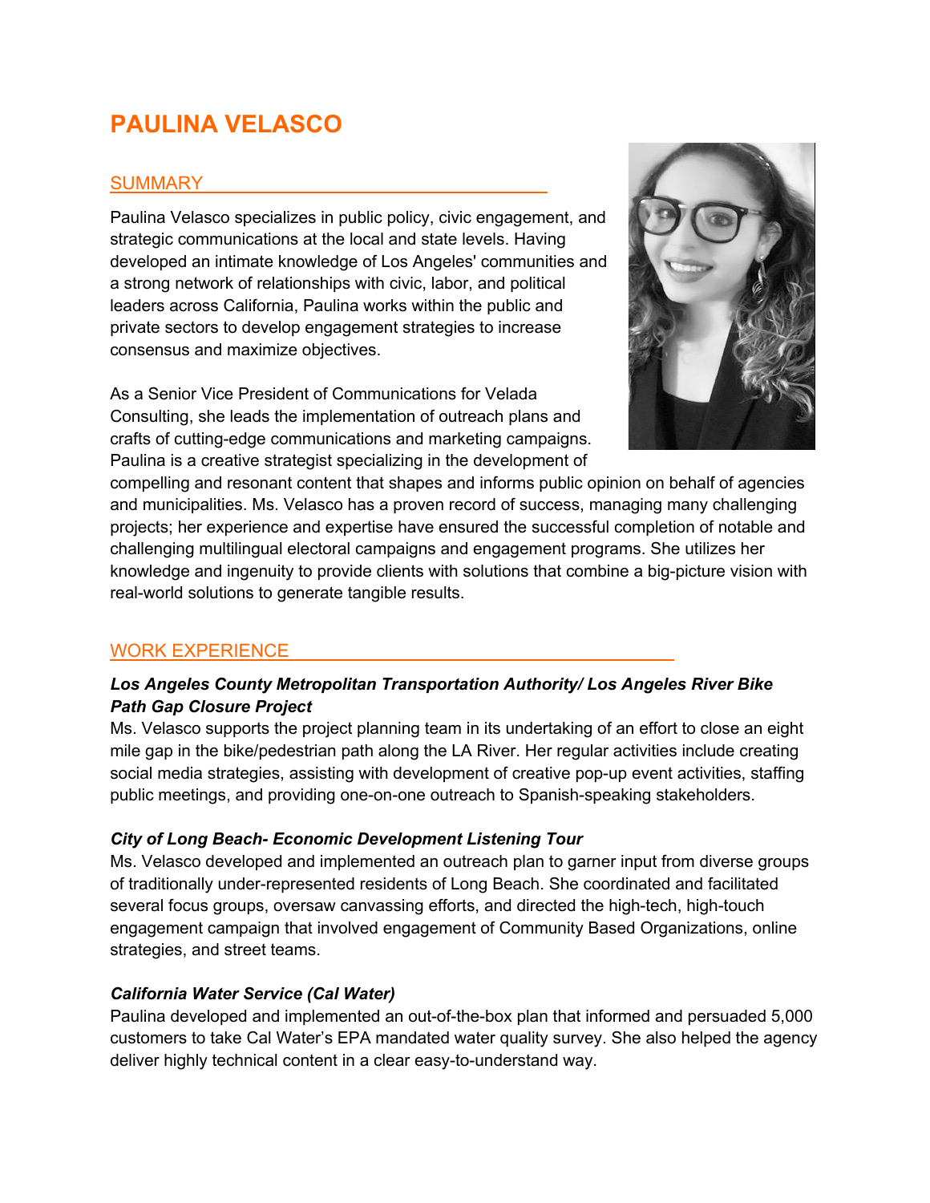# PAULINA VELASCO

## SUMMARY

Paulina Velasco specializes in public policy, civic engagement, and strategic communications at the local and state levels. Having developed an intimate knowledge of Los Angeles' communities and a strong network of relationships with civic, labor, and political leaders across California, Paulina works within the public and private sectors to develop engagement strategies to increase consensus and maximize objectives.

As a Senior Vice President of Communications for Velada Consulting, she leads the implementation of outreach plans and crafts of cutting-edge communications and marketing campaigns. Paulina is a creative strategist specializing in the development of compelling and resonant content that shapes and informs public opinion on behalf of agencies and municipalities. Ms. Velasco has a proven record of success, managing many challenging projects; her experience and expertise have ensured the successful completion of notable and challenging multilingual electoral campaigns and engagement programs. She utilizes her knowledge and ingenuity to provide clients with solutions that combine a big-picture vision with real-world solutions to generate tangible results.

## WORK EXPERIENCE

***Los Angeles County Metropolitan Transportation Authority/ Los Angeles River Bike Path Gap Closure Project***

Ms. Velasco supports the project planning team in its undertaking of an effort to close an eight mile gap in the bike/pedestrian path along the LA River. Her regular activities include creating social media strategies, assisting with development of creative pop-up event activities, staffing public meetings, and providing one-on-one outreach to Spanish-speaking stakeholders.

***City of Long Beach- Economic Development Listening Tour***

Ms. Velasco developed and implemented an outreach plan to garner input from diverse groups of traditionally under-represented residents of Long Beach. She coordinated and facilitated several focus groups, oversaw canvassing efforts, and directed the high-tech, high-touch engagement campaign that involved engagement of Community Based Organizations, online strategies, and street teams.

***California Water Service (Cal Water)***

Paulina developed and implemented an out-of-the-box plan that informed and persuaded 5,000 customers to take Cal Water's EPA mandated water quality survey. She also helped the agency deliver highly technical content in a clear easy-to-understand way.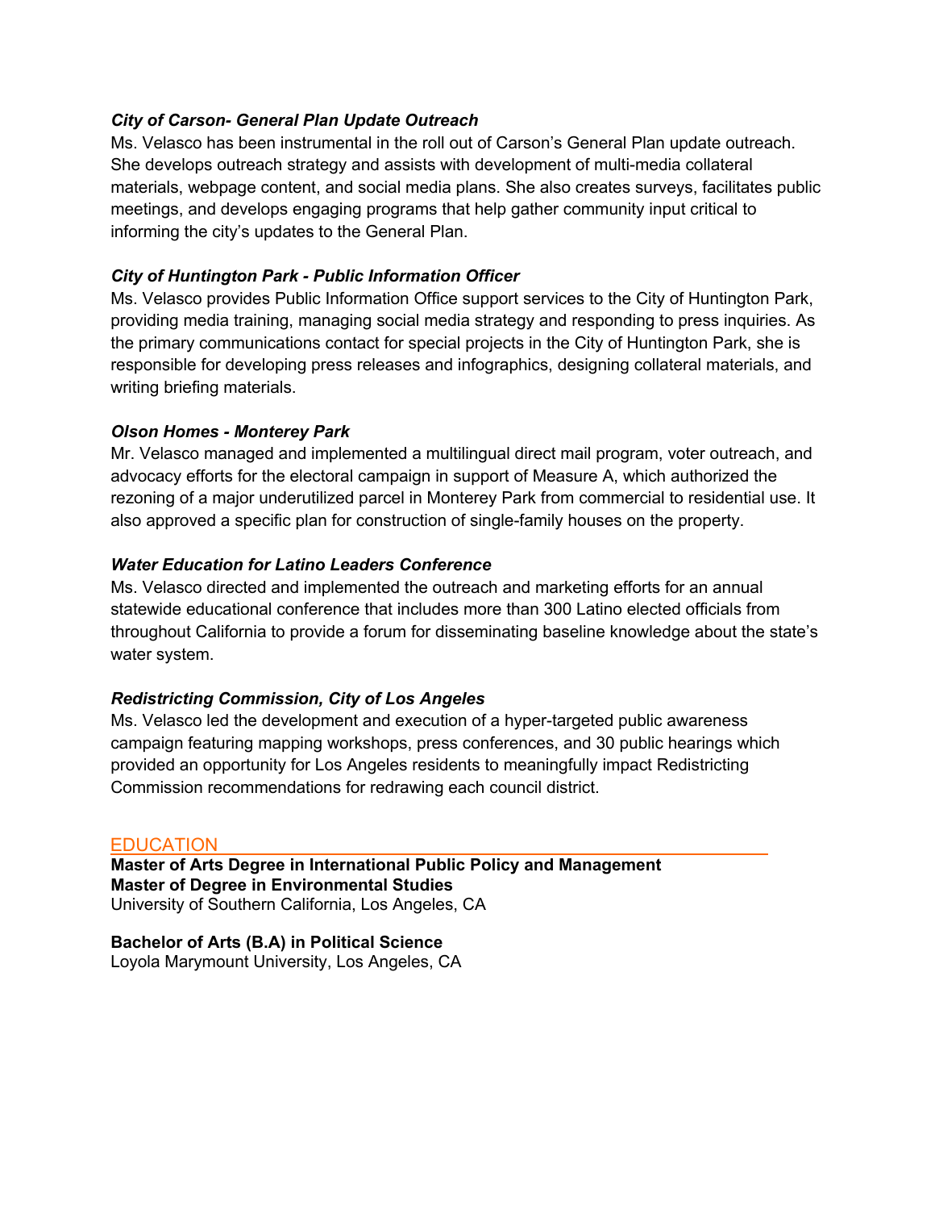***City of Carson- General Plan Update Outreach***

Ms. Velasco has been instrumental in the roll out of Carson's General Plan update outreach. She develops outreach strategy and assists with development of multi-media collateral materials, webpage content, and social media plans. She also creates surveys, facilitates public meetings, and develops engaging programs that help gather community input critical to informing the city's updates to the General Plan.

***City of Huntington Park - Public Information Officer***

Ms. Velasco provides Public Information Office support services to the City of Huntington Park, providing media training, managing social media strategy and responding to press inquiries. As the primary communications contact for special projects in the City of Huntington Park, she is responsible for developing press releases and infographics, designing collateral materials, and writing briefing materials.

***Olson Homes - Monterey Park***

Mr. Velasco managed and implemented a multilingual direct mail program, voter outreach, and advocacy efforts for the electoral campaign in support of Measure A, which authorized the rezoning of a major underutilized parcel in Monterey Park from commercial to residential use. It also approved a specific plan for construction of single-family houses on the property.

***Water Education for Latino Leaders Conference***

Ms. Velasco directed and implemented the outreach and marketing efforts for an annual statewide educational conference that includes more than 300 Latino elected officials from throughout California to provide a forum for disseminating baseline knowledge about the state's water system.

***Redistricting Commission, City of Los Angeles***

Ms. Velasco led the development and execution of a hyper-targeted public awareness campaign featuring mapping workshops, press conferences, and 30 public hearings which provided an opportunity for Los Angeles residents to meaningfully impact Redistricting Commission recommendations for redrawing each council district.

## EDUCATION

**Master of Arts Degree in International Public Policy and Management**
**Master of Degree in Environmental Studies**
University of Southern California, Los Angeles, CA

**Bachelor of Arts (B.A) in Political Science**
Loyola Marymount University, Los Angeles, CA